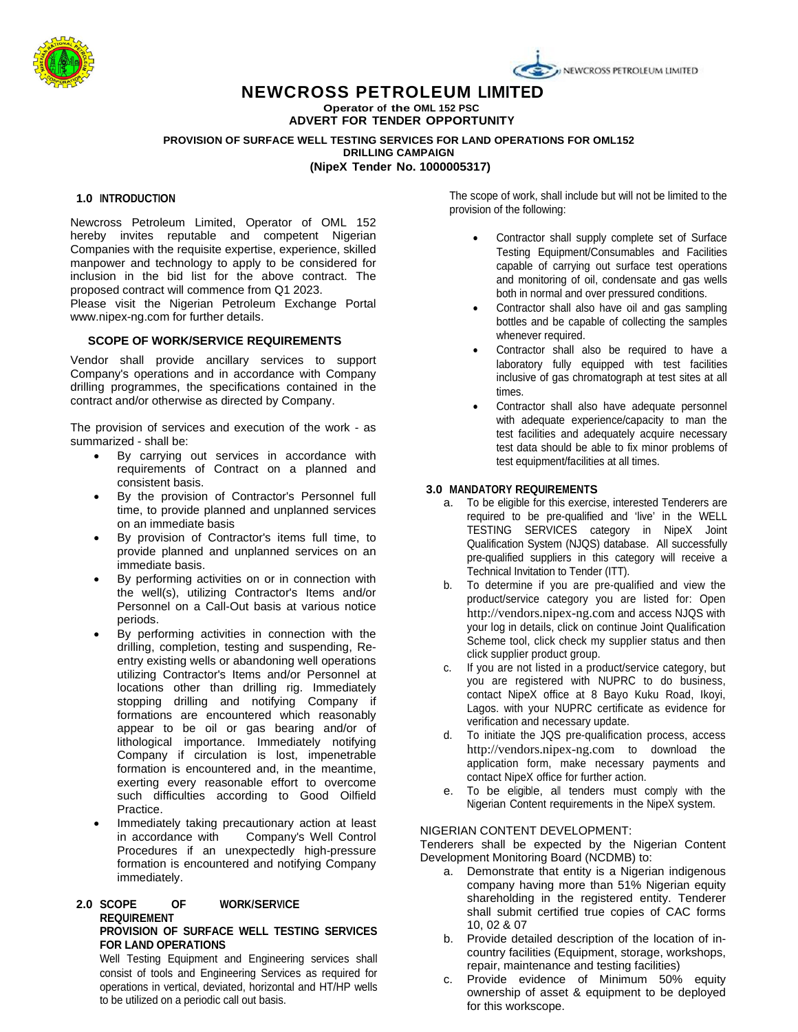# NEWCROSS PETROLEUM LIMITED

**Operator of the OML 152 PSC**

**ADVERT FOR TENDER OPPORTUNITY**

**PROVISION OF SURFACE WELL TESTING SERVICES FOR LAND OPERATIONS FOR OML152 DRILLING CAMPAIGN**

**(NipeX Tender No. 1000005317)**

## 1.0 INTRODUCTION

Newcross Petroleum Limited, Operator of OML 152 hereby invites reputable and competent Nigerian Companies with the requisite expertise, experience, skilled manpower and technology to apply to be considered for inclusion in the bid list for the above contract. The proposed contract will commence from Q1 2023.

Please visit the Nigerian Petroleum Exchange Portal www.nipex-ng.com for further details.

### SCOPE OF WORK/SERVICE REQUIREMENTS

Vendor shall provide ancillary services to support Company's operations and in accordance with Company drilling programmes, the specifications contained in the contract and/or otherwise as directed by Company.

The provision of services and execution of the work - as summarized - shall be:

- By carrying out services in accordance with requirements of Contract on a planned and consistent basis.
- By the provision of Contractor's Personnel full time, to provide planned and unplanned services on an immediate basis
- By provision of Contractor's items full time, to provide planned and unplanned services on an immediate basis.
- By performing activities on or in connection with the well(s), utilizing Contractor's Items and/or Personnel on a Call-Out basis at various notice periods.
- By performing activities in connection with the drilling, completion, testing and suspending, Re-entry existing wells or abandoning well operations utilizing Contractor's Items and/or Personnel at locations other than drilling rig. Immediately stopping drilling and notifying Company if formations are encountered which reasonably appear to be oil or gas bearing and/or of lithological importance. Immediately notifying Company if circulation is lost, impenetrable formation is encountered and, in the meantime, exerting every reasonable effort to overcome such difficulties according to Good Oilfield Practice.
- Immediately taking precautionary action at least in accordance with Company's Well Control Procedures if an unexpectedly high-pressure formation is encountered and notifying Company immediately.

## 2.0 SCOPE OF WORK/SERVICE REQUIREMENT

**PROVISION OF SURFACE WELL TESTING SERVICES FOR LAND OPERATIONS**

Well Testing Equipment and Engineering services shall consist of tools and Engineering Services as required for operations in vertical, deviated, horizontal and HT/HP wells to be utilized on a periodic call out basis.

The scope of work, shall include but will not be limited to the provision of the following:

- Contractor shall supply complete set of Surface Testing Equipment/Consumables and Facilities capable of carrying out surface test operations and monitoring of oil, condensate and gas wells both in normal and over pressured conditions.
- Contractor shall also have oil and gas sampling bottles and be capable of collecting the samples whenever required.
- Contractor shall also be required to have a laboratory fully equipped with test facilities inclusive of gas chromatograph at test sites at all times.
- Contractor shall also have adequate personnel with adequate experience/capacity to man the test facilities and adequately acquire necessary test data should be able to fix minor problems of test equipment/facilities at all times.

## 3.0 MANDATORY REQUIREMENTS

a. To be eligible for this exercise, interested Tenderers are required to be pre-qualified and 'live' in the WELL TESTING SERVICES category in NipeX Joint Qualification System (NJQS) database. All successfully pre-qualified suppliers in this category will receive a Technical Invitation to Tender (ITT).

b. To determine if you are pre-qualified and view the product/service category you are listed for: Open http://vendors.nipex-ng.com and access NJQS with your log in details, click on continue Joint Qualification Scheme tool, click check my supplier status and then click supplier product group.

c. If you are not listed in a product/service category, but you are registered with NUPRC to do business, contact NipeX office at 8 Bayo Kuku Road, Ikoyi, Lagos. with your NUPRC certificate as evidence for verification and necessary update.

d. To initiate the JQS pre-qualification process, access http://vendors.nipex-ng.com to download the application form, make necessary payments and contact NipeX office for further action.

e. To be eligible, all tenders must comply with the Nigerian Content requirements in the NipeX system.

NIGERIAN CONTENT DEVELOPMENT:

Tenderers shall be expected by the Nigerian Content Development Monitoring Board (NCDMB) to:

a. Demonstrate that entity is a Nigerian indigenous company having more than 51% Nigerian equity shareholding in the registered entity. Tenderer shall submit certified true copies of CAC forms 10, 02 & 07

b. Provide detailed description of the location of in-country facilities (Equipment, storage, workshops, repair, maintenance and testing facilities)

c. Provide evidence of Minimum 50% equity ownership of asset & equipment to be deployed for this workscope.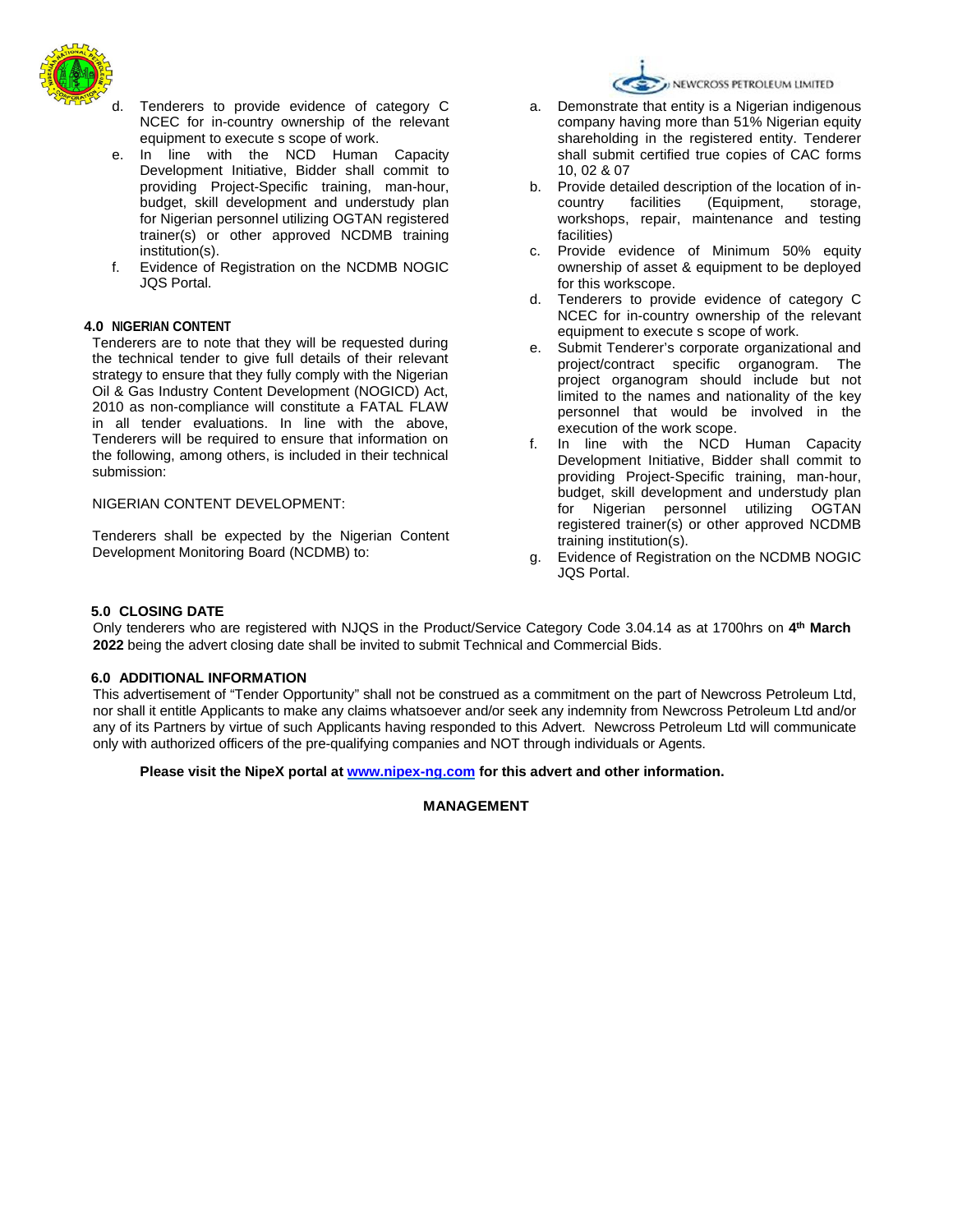d. Tenderers to provide evidence of category C NCEC for in-country ownership of the relevant equipment to execute s scope of work.
e. In line with the NCD Human Capacity Development Initiative, Bidder shall commit to providing Project-Specific training, man-hour, budget, skill development and understudy plan for Nigerian personnel utilizing OGTAN registered trainer(s) or other approved NCDMB training institution(s).
f. Evidence of Registration on the NCDMB NOGIC JQS Portal.

**4.0 NIGERIAN CONTENT**

Tenderers are to note that they will be requested during the technical tender to give full details of their relevant strategy to ensure that they fully comply with the Nigerian Oil & Gas Industry Content Development (NOGICD) Act, 2010 as non-compliance will constitute a FATAL FLAW in all tender evaluations. In line with the above, Tenderers will be required to ensure that information on the following, among others, is included in their technical submission:

NIGERIAN CONTENT DEVELOPMENT:

Tenderers shall be expected by the Nigerian Content Development Monitoring Board (NCDMB) to:

a. Demonstrate that entity is a Nigerian indigenous company having more than 51% Nigerian equity shareholding in the registered entity. Tenderer shall submit certified true copies of CAC forms 10, 02 & 07
b. Provide detailed description of the location of in-country facilities (Equipment, storage, workshops, repair, maintenance and testing facilities)
c. Provide evidence of Minimum 50% equity ownership of asset & equipment to be deployed for this workscope.
d. Tenderers to provide evidence of category C NCEC for in-country ownership of the relevant equipment to execute s scope of work.
e. Submit Tenderer's corporate organizational and project/contract specific organogram. The project organogram should include but not limited to the names and nationality of the key personnel that would be involved in the execution of the work scope.
f. In line with the NCD Human Capacity Development Initiative, Bidder shall commit to providing Project-Specific training, man-hour, budget, skill development and understudy plan for Nigerian personnel utilizing OGTAN registered trainer(s) or other approved NCDMB training institution(s).
g. Evidence of Registration on the NCDMB NOGIC JQS Portal.

**5.0 CLOSING DATE**

Only tenderers who are registered with NJQS in the Product/Service Category Code 3.04.14 as at 1700hrs on **4th March 2022** being the advert closing date shall be invited to submit Technical and Commercial Bids.

**6.0 ADDITIONAL INFORMATION**

This advertisement of "Tender Opportunity" shall not be construed as a commitment on the part of Newcross Petroleum Ltd, nor shall it entitle Applicants to make any claims whatsoever and/or seek any indemnity from Newcross Petroleum Ltd and/or any of its Partners by virtue of such Applicants having responded to this Advert. Newcross Petroleum Ltd will communicate only with authorized officers of the pre-qualifying companies and NOT through individuals or Agents.

**Please visit the NipeX portal at www.nipex-ng.com for this advert and other information.**

**MANAGEMENT**